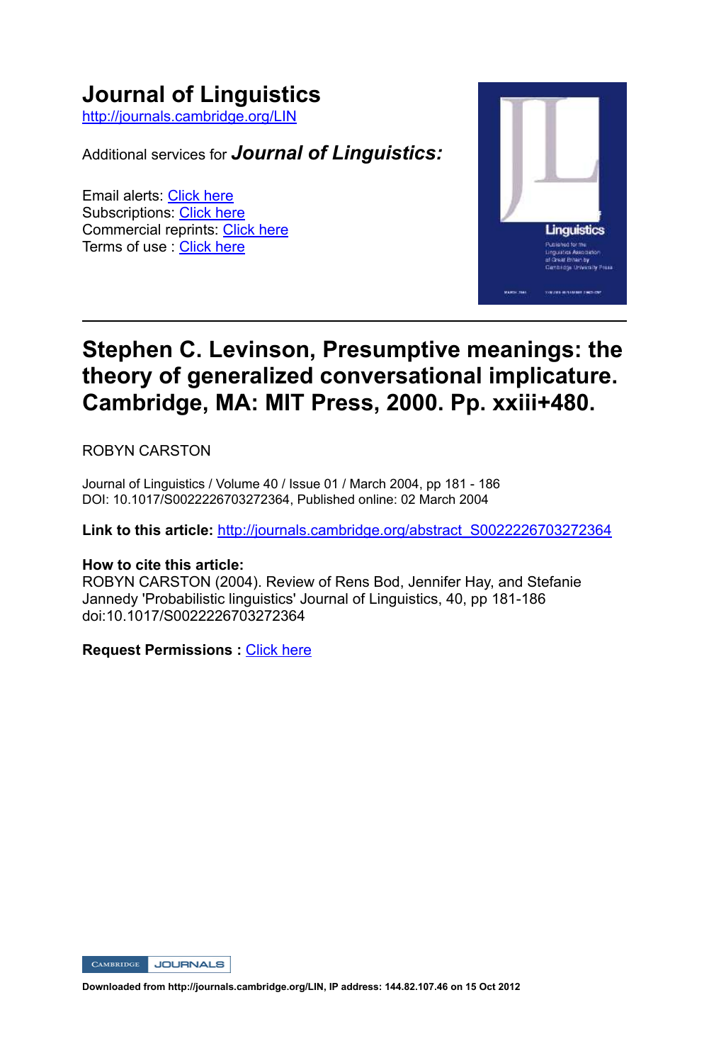# Journal of Linguistics

http://journals.cambridge.org/LIN

Additional services for ***Journal of Linguistics:***

Email alerts: Click here
Subscriptions: Click here
Commercial reprints: Click here
Terms of use : Click here

---

## Stephen C. Levinson, Presumptive meanings: the theory of generalized conversational implicature. Cambridge, MA: MIT Press, 2000. Pp. xxiii+480.

ROBYN CARSTON

Journal of Linguistics / Volume 40 / Issue 01 / March 2004, pp 181 - 186
DOI: 10.1017/S0022226703272364, Published online: 02 March 2004

**Link to this article:** http://journals.cambridge.org/abstract_S0022226703272364

**How to cite this article:**
ROBYN CARSTON (2004). Review of Rens Bod, Jennifer Hay, and Stefanie Jannedy 'Probabilistic linguistics' Journal of Linguistics, 40, pp 181-186 doi:10.1017/S0022226703272364

**Request Permissions :** Click here

Downloaded from http://journals.cambridge.org/LIN, IP address: 144.82.107.46 on 15 Oct 2012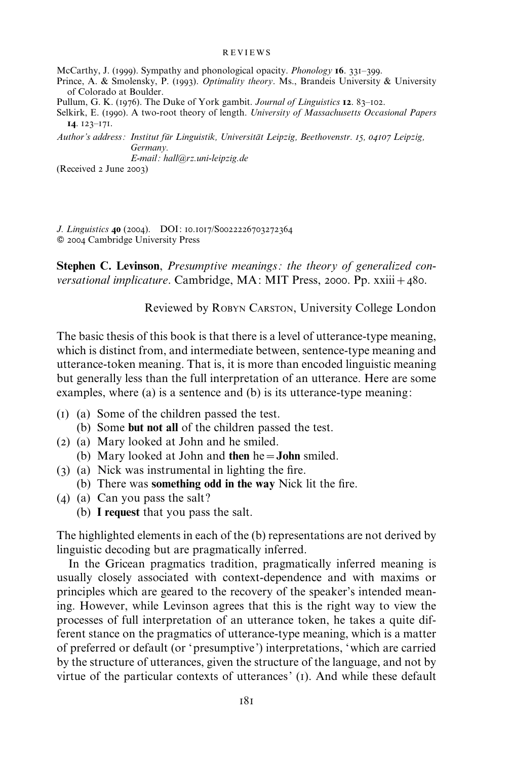McCarthy, J. (1999). Sympathy and phonological opacity. *Phonology* **16**. 331–399.

Prince, A. & Smolensky, P. (1993). *Optimality theory*. Ms., Brandeis University & University of Colorado at Boulder.

Pullum, G. K. (1976). The Duke of York gambit. *Journal of Linguistics* **12**. 83–102.

Selkirk, E. (1990). A two-root theory of length. *University of Massachusetts Occasional Papers* **14**. 123–171.

*Author's address*: *Institut für Linguistik, Universität Leipzig, Beethovenstr. 15, 04107 Leipzig, Germany.*
*E-mail*: *hall@rz.uni-leipzig.de*

(Received 2 June 2003)

*J. Linguistics* **40** (2004). DOI: 10.1017/S0022226703272364
© 2004 Cambridge University Press

**Stephen C. Levinson**, *Presumptive meanings: the theory of generalized conversational implicature*. Cambridge, MA: MIT Press, 2000. Pp. xxiii + 480.

Reviewed by Robyn Carston, University College London

The basic thesis of this book is that there is a level of utterance-type meaning, which is distinct from, and intermediate between, sentence-type meaning and utterance-token meaning. That is, it is more than encoded linguistic meaning but generally less than the full interpretation of an utterance. Here are some examples, where (a) is a sentence and (b) is its utterance-type meaning:

(1) (a) Some of the children passed the test.
  (b) Some **but not all** of the children passed the test.

(2) (a) Mary looked at John and he smiled.
  (b) Mary looked at John and **then** he = **John** smiled.

(3) (a) Nick was instrumental in lighting the fire.
  (b) There was **something odd in the way** Nick lit the fire.

(4) (a) Can you pass the salt?
  (b) **I request** that you pass the salt.

The highlighted elements in each of the (b) representations are not derived by linguistic decoding but are pragmatically inferred.

In the Gricean pragmatics tradition, pragmatically inferred meaning is usually closely associated with context-dependence and with maxims or principles which are geared to the recovery of the speaker's intended meaning. However, while Levinson agrees that this is the right way to view the processes of full interpretation of an utterance token, he takes a quite different stance on the pragmatics of utterance-type meaning, which is a matter of preferred or default (or 'presumptive') interpretations, 'which are carried by the structure of utterances, given the structure of the language, and not by virtue of the particular contexts of utterances' (1). And while these default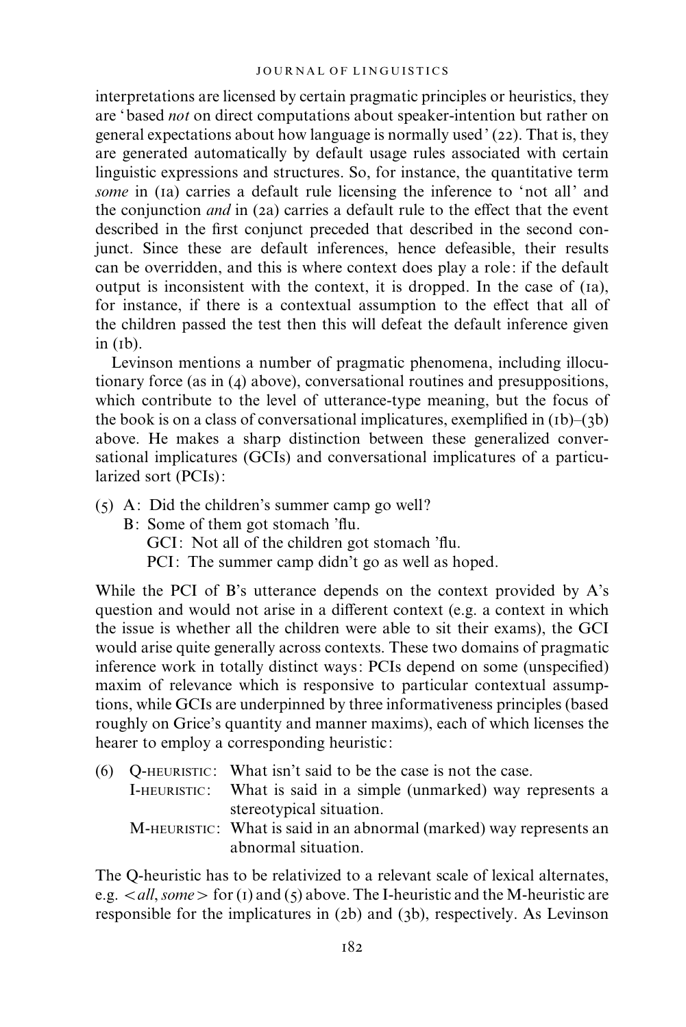interpretations are licensed by certain pragmatic principles or heuristics, they are 'based *not* on direct computations about speaker-intention but rather on general expectations about how language is normally used' (22). That is, they are generated automatically by default usage rules associated with certain linguistic expressions and structures. So, for instance, the quantitative term *some* in (1a) carries a default rule licensing the inference to 'not all' and the conjunction *and* in (2a) carries a default rule to the effect that the event described in the first conjunct preceded that described in the second conjunct. Since these are default inferences, hence defeasible, their results can be overridden, and this is where context does play a role: if the default output is inconsistent with the context, it is dropped. In the case of (1a), for instance, if there is a contextual assumption to the effect that all of the children passed the test then this will defeat the default inference given in (1b).

Levinson mentions a number of pragmatic phenomena, including illocutionary force (as in (4) above), conversational routines and presuppositions, which contribute to the level of utterance-type meaning, but the focus of the book is on a class of conversational implicatures, exemplified in (1b)–(3b) above. He makes a sharp distinction between these generalized conversational implicatures (GCIs) and conversational implicatures of a particularized sort (PCIs):

(5) A: Did the children's summer camp go well?
  B: Some of them got stomach 'flu.
    GCI: Not all of the children got stomach 'flu.
    PCI: The summer camp didn't go as well as hoped.

While the PCI of B's utterance depends on the context provided by A's question and would not arise in a different context (e.g. a context in which the issue is whether all the children were able to sit their exams), the GCI would arise quite generally across contexts. These two domains of pragmatic inference work in totally distinct ways: PCIs depend on some (unspecified) maxim of relevance which is responsive to particular contextual assumptions, while GCIs are underpinned by three informativeness principles (based roughly on Grice's quantity and manner maxims), each of which licenses the hearer to employ a corresponding heuristic:

(6) Q-HEURISTIC: What isn't said to be the case is not the case.
  I-HEURISTIC: What is said in a simple (unmarked) way represents a stereotypical situation.
  M-HEURISTIC: What is said in an abnormal (marked) way represents an abnormal situation.

The Q-heuristic has to be relativized to a relevant scale of lexical alternates, e.g. <*all*, *some*> for (1) and (5) above. The I-heuristic and the M-heuristic are responsible for the implicatures in (2b) and (3b), respectively. As Levinson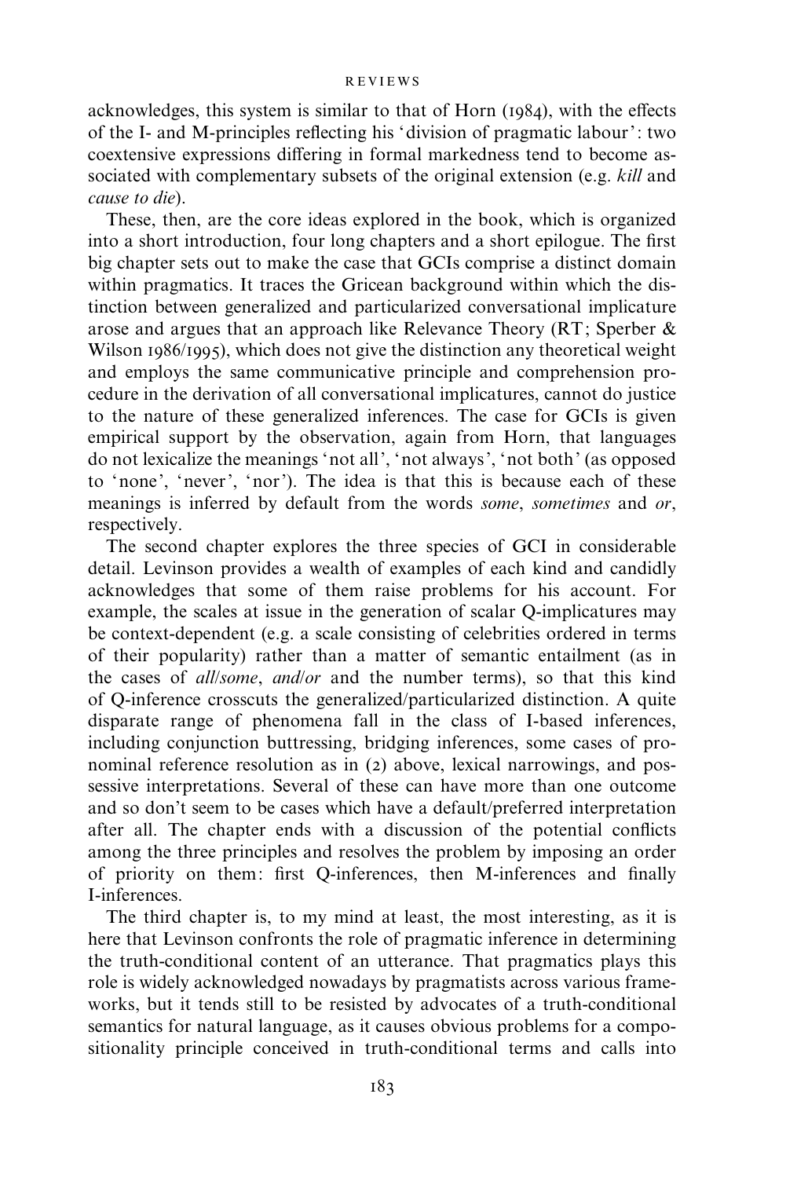acknowledges, this system is similar to that of Horn (1984), with the effects of the I- and M-principles reflecting his 'division of pragmatic labour': two coextensive expressions differing in formal markedness tend to become associated with complementary subsets of the original extension (e.g. *kill* and *cause to die*).

These, then, are the core ideas explored in the book, which is organized into a short introduction, four long chapters and a short epilogue. The first big chapter sets out to make the case that GCIs comprise a distinct domain within pragmatics. It traces the Gricean background within which the distinction between generalized and particularized conversational implicature arose and argues that an approach like Relevance Theory (RT; Sperber & Wilson 1986/1995), which does not give the distinction any theoretical weight and employs the same communicative principle and comprehension procedure in the derivation of all conversational implicatures, cannot do justice to the nature of these generalized inferences. The case for GCIs is given empirical support by the observation, again from Horn, that languages do not lexicalize the meanings 'not all', 'not always', 'not both' (as opposed to 'none', 'never', 'nor'). The idea is that this is because each of these meanings is inferred by default from the words *some*, *sometimes* and *or*, respectively.

The second chapter explores the three species of GCI in considerable detail. Levinson provides a wealth of examples of each kind and candidly acknowledges that some of them raise problems for his account. For example, the scales at issue in the generation of scalar Q-implicatures may be context-dependent (e.g. a scale consisting of celebrities ordered in terms of their popularity) rather than a matter of semantic entailment (as in the cases of *all*/*some*, *and*/*or* and the number terms), so that this kind of Q-inference crosscuts the generalized/particularized distinction. A quite disparate range of phenomena fall in the class of I-based inferences, including conjunction buttressing, bridging inferences, some cases of pronominal reference resolution as in (2) above, lexical narrowings, and possessive interpretations. Several of these can have more than one outcome and so don't seem to be cases which have a default/preferred interpretation after all. The chapter ends with a discussion of the potential conflicts among the three principles and resolves the problem by imposing an order of priority on them: first Q-inferences, then M-inferences and finally I-inferences.

The third chapter is, to my mind at least, the most interesting, as it is here that Levinson confronts the role of pragmatic inference in determining the truth-conditional content of an utterance. That pragmatics plays this role is widely acknowledged nowadays by pragmatists across various frameworks, but it tends still to be resisted by advocates of a truth-conditional semantics for natural language, as it causes obvious problems for a compositionality principle conceived in truth-conditional terms and calls into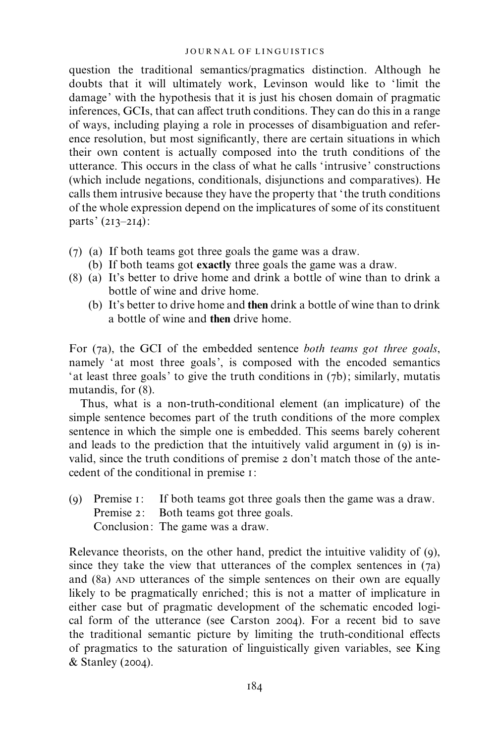question the traditional semantics/pragmatics distinction. Although he doubts that it will ultimately work, Levinson would like to 'limit the damage' with the hypothesis that it is just his chosen domain of pragmatic inferences, GCIs, that can affect truth conditions. They can do this in a range of ways, including playing a role in processes of disambiguation and reference resolution, but most significantly, there are certain situations in which their own content is actually composed into the truth conditions of the utterance. This occurs in the class of what he calls 'intrusive' constructions (which include negations, conditionals, disjunctions and comparatives). He calls them intrusive because they have the property that 'the truth conditions of the whole expression depend on the implicatures of some of its constituent parts' (213–214):

(7) (a) If both teams got three goals the game was a draw.
    (b) If both teams got **exactly** three goals the game was a draw.

(8) (a) It's better to drive home and drink a bottle of wine than to drink a bottle of wine and drive home.
    (b) It's better to drive home and **then** drink a bottle of wine than to drink a bottle of wine and **then** drive home.

For (7a), the GCI of the embedded sentence *both teams got three goals*, namely 'at most three goals', is composed with the encoded semantics 'at least three goals' to give the truth conditions in (7b); similarly, mutatis mutandis, for (8).

Thus, what is a non-truth-conditional element (an implicature) of the simple sentence becomes part of the truth conditions of the more complex sentence in which the simple one is embedded. This seems barely coherent and leads to the prediction that the intuitively valid argument in (9) is invalid, since the truth conditions of premise 2 don't match those of the antecedent of the conditional in premise 1:

(9) Premise 1: If both teams got three goals then the game was a draw.
    Premise 2: Both teams got three goals.
    Conclusion: The game was a draw.

Relevance theorists, on the other hand, predict the intuitive validity of (9), since they take the view that utterances of the complex sentences in (7a) and (8a) AND utterances of the simple sentences on their own are equally likely to be pragmatically enriched; this is not a matter of implicature in either case but of pragmatic development of the schematic encoded logical form of the utterance (see Carston 2004). For a recent bid to save the traditional semantic picture by limiting the truth-conditional effects of pragmatics to the saturation of linguistically given variables, see King & Stanley (2004).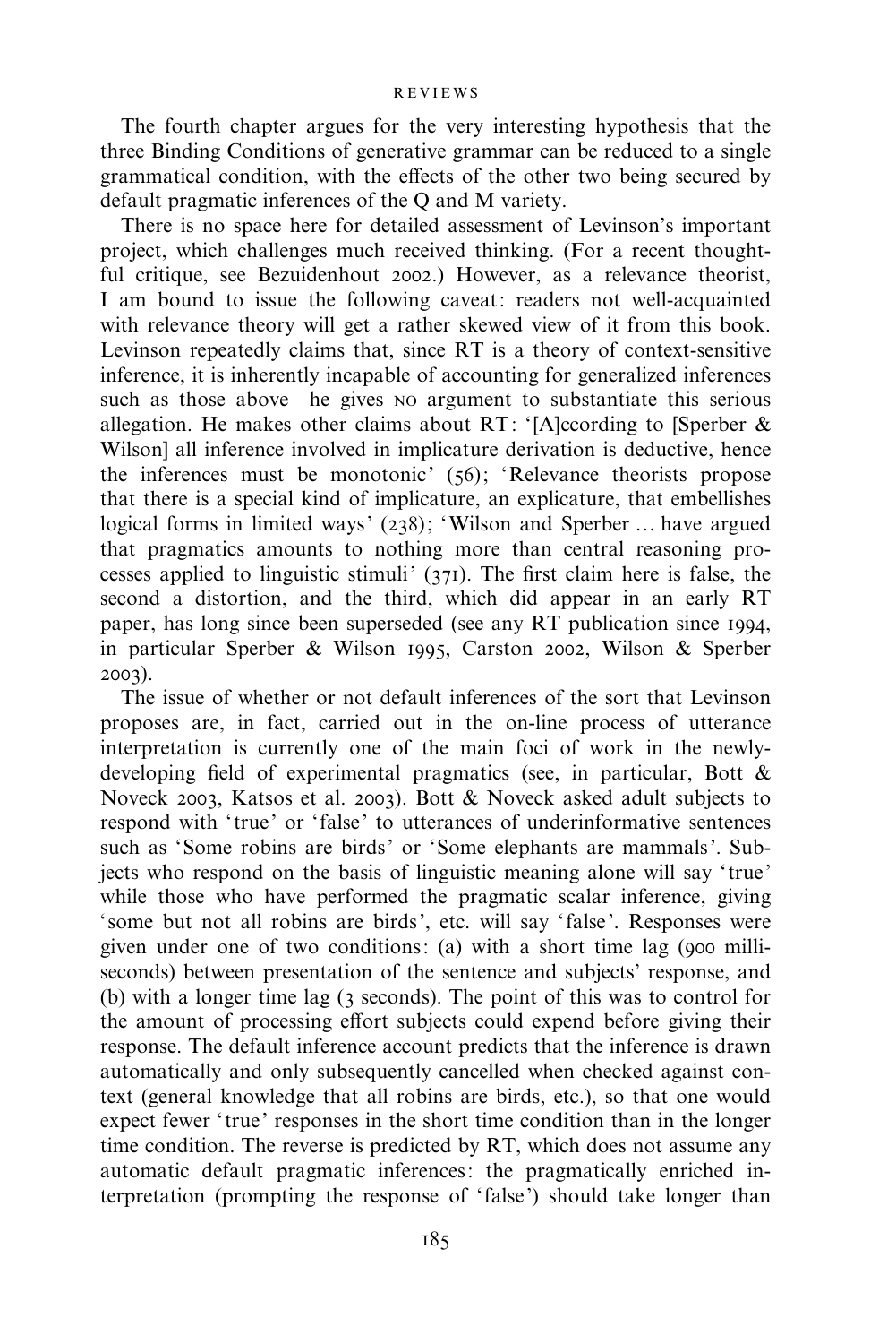The fourth chapter argues for the very interesting hypothesis that the three Binding Conditions of generative grammar can be reduced to a single grammatical condition, with the effects of the other two being secured by default pragmatic inferences of the Q and M variety.

There is no space here for detailed assessment of Levinson's important project, which challenges much received thinking. (For a recent thoughtful critique, see Bezuidenhout 2002.) However, as a relevance theorist, I am bound to issue the following caveat: readers not well-acquainted with relevance theory will get a rather skewed view of it from this book. Levinson repeatedly claims that, since RT is a theory of context-sensitive inference, it is inherently incapable of accounting for generalized inferences such as those above – he gives NO argument to substantiate this serious allegation. He makes other claims about RT: '[A]ccording to [Sperber & Wilson] all inference involved in implicature derivation is deductive, hence the inferences must be monotonic' (56); 'Relevance theorists propose that there is a special kind of implicature, an explicature, that embellishes logical forms in limited ways' (238); 'Wilson and Sperber … have argued that pragmatics amounts to nothing more than central reasoning processes applied to linguistic stimuli' (371). The first claim here is false, the second a distortion, and the third, which did appear in an early RT paper, has long since been superseded (see any RT publication since 1994, in particular Sperber & Wilson 1995, Carston 2002, Wilson & Sperber 2003).

The issue of whether or not default inferences of the sort that Levinson proposes are, in fact, carried out in the on-line process of utterance interpretation is currently one of the main foci of work in the newly-developing field of experimental pragmatics (see, in particular, Bott & Noveck 2003, Katsos et al. 2003). Bott & Noveck asked adult subjects to respond with 'true' or 'false' to utterances of underinformative sentences such as 'Some robins are birds' or 'Some elephants are mammals'. Subjects who respond on the basis of linguistic meaning alone will say 'true' while those who have performed the pragmatic scalar inference, giving 'some but not all robins are birds', etc. will say 'false'. Responses were given under one of two conditions: (a) with a short time lag (900 milliseconds) between presentation of the sentence and subjects' response, and (b) with a longer time lag (3 seconds). The point of this was to control for the amount of processing effort subjects could expend before giving their response. The default inference account predicts that the inference is drawn automatically and only subsequently cancelled when checked against context (general knowledge that all robins are birds, etc.), so that one would expect fewer 'true' responses in the short time condition than in the longer time condition. The reverse is predicted by RT, which does not assume any automatic default pragmatic inferences: the pragmatically enriched interpretation (prompting the response of 'false') should take longer than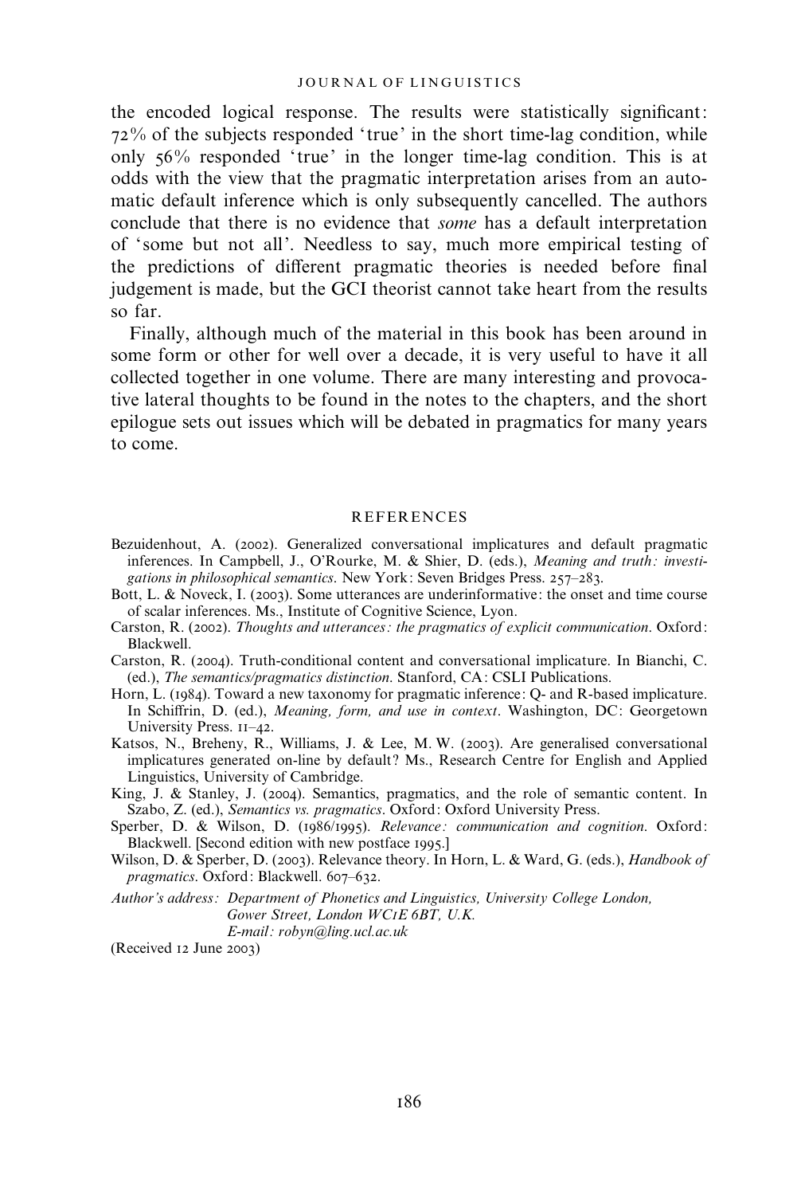the encoded logical response. The results were statistically significant: 72% of the subjects responded 'true' in the short time-lag condition, while only 56% responded 'true' in the longer time-lag condition. This is at odds with the view that the pragmatic interpretation arises from an automatic default inference which is only subsequently cancelled. The authors conclude that there is no evidence that *some* has a default interpretation of 'some but not all'. Needless to say, much more empirical testing of the predictions of different pragmatic theories is needed before final judgement is made, but the GCI theorist cannot take heart from the results so far.

Finally, although much of the material in this book has been around in some form or other for well over a decade, it is very useful to have it all collected together in one volume. There are many interesting and provocative lateral thoughts to be found in the notes to the chapters, and the short epilogue sets out issues which will be debated in pragmatics for many years to come.

## REFERENCES

Bezuidenhout, A. (2002). Generalized conversational implicatures and default pragmatic inferences. In Campbell, J., O'Rourke, M. & Shier, D. (eds.), *Meaning and truth: investigations in philosophical semantics*. New York: Seven Bridges Press. 257–283.

Bott, L. & Noveck, I. (2003). Some utterances are underinformative: the onset and time course of scalar inferences. Ms., Institute of Cognitive Science, Lyon.

Carston, R. (2002). *Thoughts and utterances: the pragmatics of explicit communication*. Oxford: Blackwell.

Carston, R. (2004). Truth-conditional content and conversational implicature. In Bianchi, C. (ed.), *The semantics/pragmatics distinction*. Stanford, CA: CSLI Publications.

Horn, L. (1984). Toward a new taxonomy for pragmatic inference: Q- and R-based implicature. In Schiffrin, D. (ed.), *Meaning, form, and use in context*. Washington, DC: Georgetown University Press. 11–42.

Katsos, N., Breheny, R., Williams, J. & Lee, M. W. (2003). Are generalised conversational implicatures generated on-line by default? Ms., Research Centre for English and Applied Linguistics, University of Cambridge.

King, J. & Stanley, J. (2004). Semantics, pragmatics, and the role of semantic content. In Szabo, Z. (ed.), *Semantics vs. pragmatics*. Oxford: Oxford University Press.

Sperber, D. & Wilson, D. (1986/1995). *Relevance: communication and cognition*. Oxford: Blackwell. [Second edition with new postface 1995.]

Wilson, D. & Sperber, D. (2003). Relevance theory. In Horn, L. & Ward, G. (eds.), *Handbook of pragmatics*. Oxford: Blackwell. 607–632.

*Author's address: Department of Phonetics and Linguistics, University College London, Gower Street, London WC1E 6BT, U.K.*
*E-mail: robyn@ling.ucl.ac.uk*

(Received 12 June 2003)